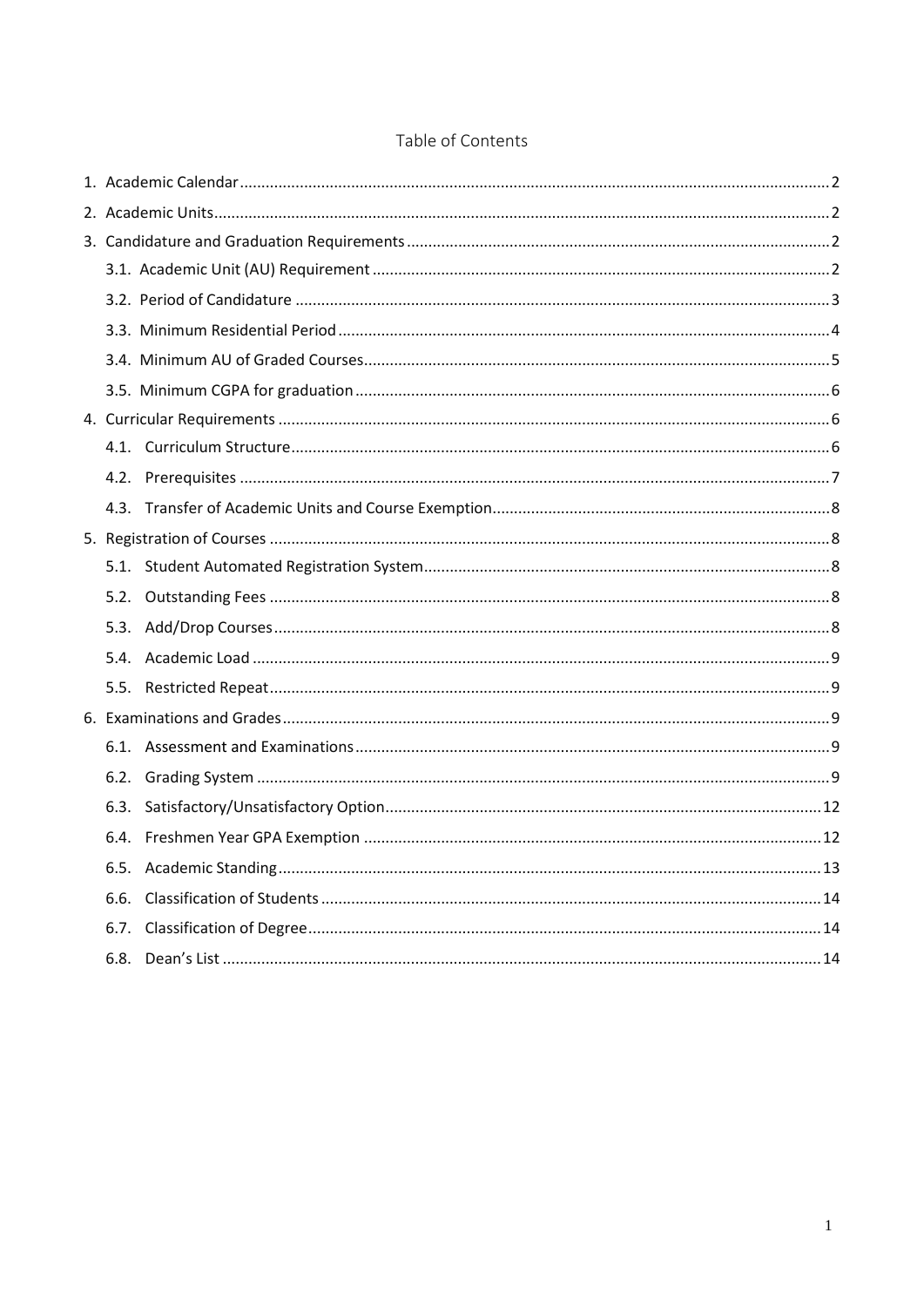# Table of Contents

1. Academic Calendar ........ 2
2. Academic Units ........ 2
3. Candidature and Graduation Requirements ........ 2
    - 3.1. Academic Unit (AU) Requirement ........ 2
    - 3.2. Period of Candidature ........ 3
    - 3.3. Minimum Residential Period ........ 4
    - 3.4. Minimum AU of Graded Courses ........ 5
    - 3.5. Minimum CGPA for graduation ........ 6
4. Curricular Requirements ........ 6
    - 4.1. Curriculum Structure ........ 6
    - 4.2. Prerequisites ........ 7
    - 4.3. Transfer of Academic Units and Course Exemption ........ 8
5. Registration of Courses ........ 8
    - 5.1. Student Automated Registration System ........ 8
    - 5.2. Outstanding Fees ........ 8
    - 5.3. Add/Drop Courses ........ 8
    - 5.4. Academic Load ........ 9
    - 5.5. Restricted Repeat ........ 9
6. Examinations and Grades ........ 9
    - 6.1. Assessment and Examinations ........ 9
    - 6.2. Grading System ........ 9
    - 6.3. Satisfactory/Unsatisfactory Option ........ 12
    - 6.4. Freshmen Year GPA Exemption ........ 12
    - 6.5. Academic Standing ........ 13
    - 6.6. Classification of Students ........ 14
    - 6.7. Classification of Degree ........ 14
    - 6.8. Dean's List ........ 14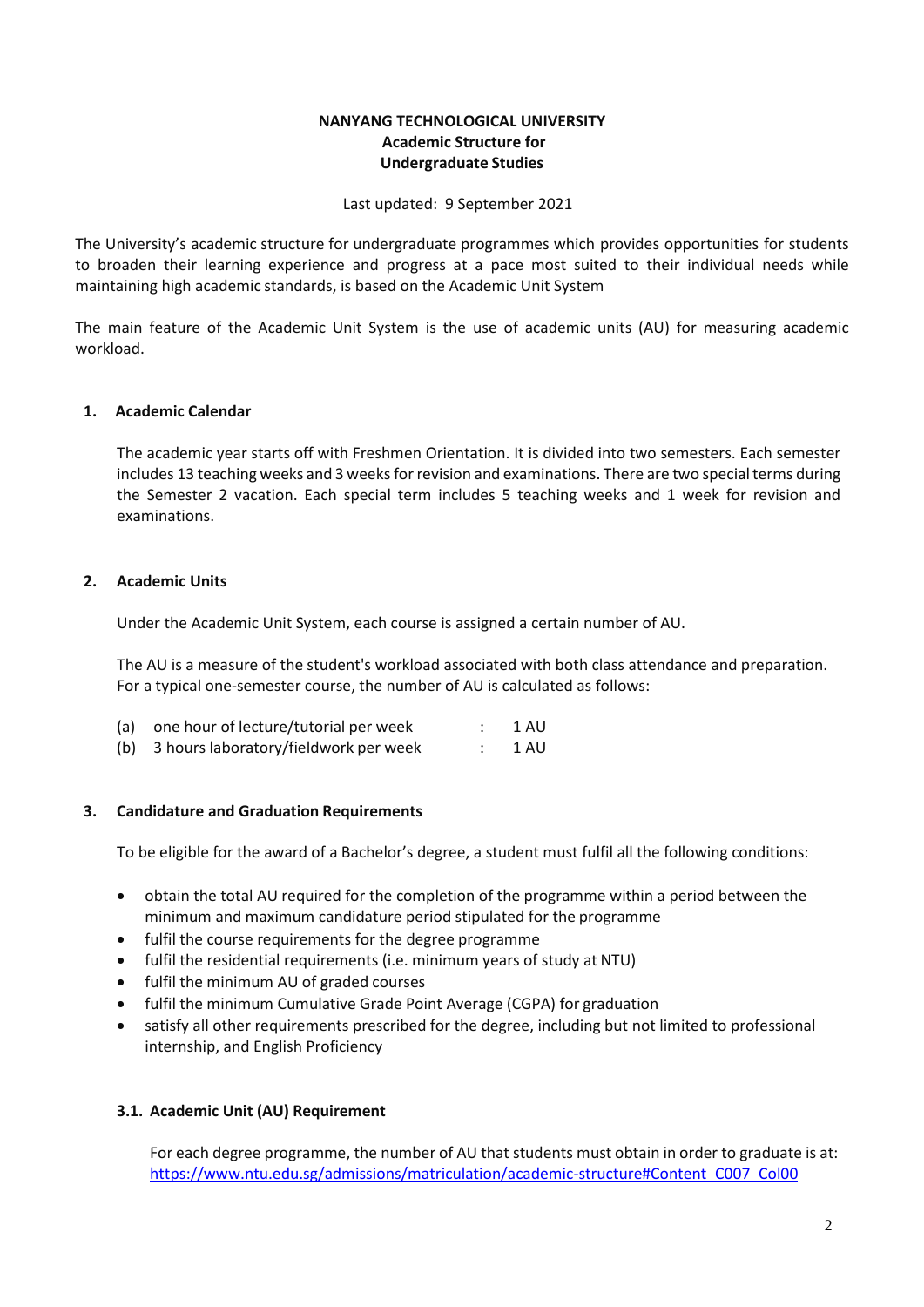**NANYANG TECHNOLOGICAL UNIVERSITY**
**Academic Structure for**
**Undergraduate Studies**

Last updated: 9 September 2021

The University's academic structure for undergraduate programmes which provides opportunities for students to broaden their learning experience and progress at a pace most suited to their individual needs while maintaining high academic standards, is based on the Academic Unit System

The main feature of the Academic Unit System is the use of academic units (AU) for measuring academic workload.

## 1. Academic Calendar

The academic year starts off with Freshmen Orientation. It is divided into two semesters. Each semester includes 13 teaching weeks and 3 weeks for revision and examinations. There are two special terms during the Semester 2 vacation. Each special term includes 5 teaching weeks and 1 week for revision and examinations.

## 2. Academic Units

Under the Academic Unit System, each course is assigned a certain number of AU.

The AU is a measure of the student's workload associated with both class attendance and preparation. For a typical one-semester course, the number of AU is calculated as follows:

(a) one hour of lecture/tutorial per week : 1 AU
(b) 3 hours laboratory/fieldwork per week : 1 AU

## 3. Candidature and Graduation Requirements

To be eligible for the award of a Bachelor's degree, a student must fulfil all the following conditions:

- obtain the total AU required for the completion of the programme within a period between the minimum and maximum candidature period stipulated for the programme
- fulfil the course requirements for the degree programme
- fulfil the residential requirements (i.e. minimum years of study at NTU)
- fulfil the minimum AU of graded courses
- fulfil the minimum Cumulative Grade Point Average (CGPA) for graduation
- satisfy all other requirements prescribed for the degree, including but not limited to professional internship, and English Proficiency

### 3.1. Academic Unit (AU) Requirement

For each degree programme, the number of AU that students must obtain in order to graduate is at: https://www.ntu.edu.sg/admissions/matriculation/academic-structure#Content_C007_Col00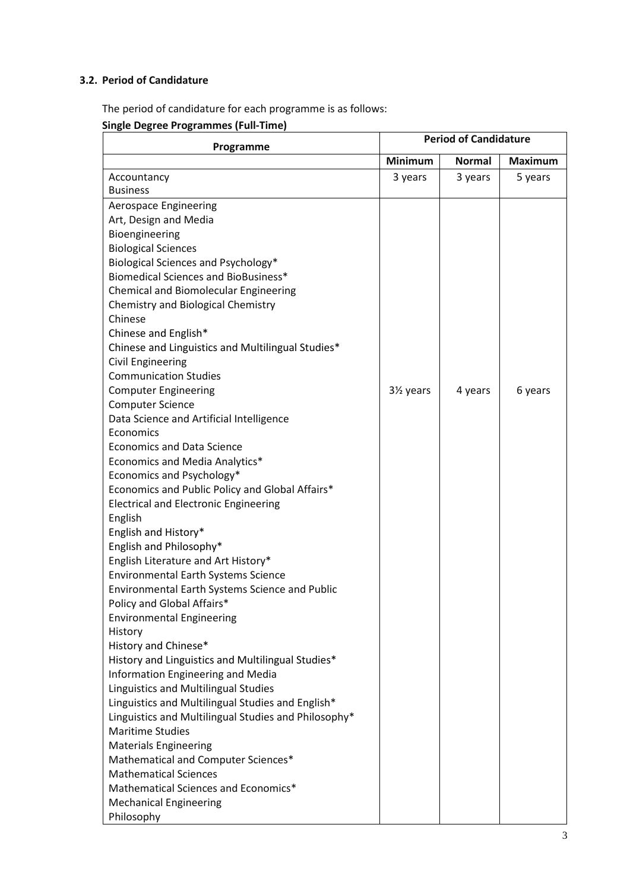### 3.2. Period of Candidature

The period of candidature for each programme is as follows:

**Single Degree Programmes (Full-Time)**

| Programme | Period of Candidature | | |
|---|---|---|---|
| | **Minimum** | **Normal** | **Maximum** |
| Accountancy<br>Business | 3 years | 3 years | 5 years |
| Aerospace Engineering<br>Art, Design and Media<br>Bioengineering<br>Biological Sciences<br>Biological Sciences and Psychology*<br>Biomedical Sciences and BioBusiness*<br>Chemical and Biomolecular Engineering<br>Chemistry and Biological Chemistry<br>Chinese<br>Chinese and English*<br>Chinese and Linguistics and Multilingual Studies*<br>Civil Engineering<br>Communication Studies<br>Computer Engineering<br>Computer Science<br>Data Science and Artificial Intelligence<br>Economics<br>Economics and Data Science<br>Economics and Media Analytics*<br>Economics and Psychology*<br>Economics and Public Policy and Global Affairs*<br>Electrical and Electronic Engineering<br>English<br>English and History*<br>English and Philosophy*<br>English Literature and Art History*<br>Environmental Earth Systems Science<br>Environmental Earth Systems Science and Public Policy and Global Affairs*<br>Environmental Engineering<br>History<br>History and Chinese*<br>History and Linguistics and Multilingual Studies*<br>Information Engineering and Media<br>Linguistics and Multilingual Studies<br>Linguistics and Multilingual Studies and English*<br>Linguistics and Multilingual Studies and Philosophy*<br>Maritime Studies<br>Materials Engineering<br>Mathematical and Computer Sciences*<br>Mathematical Sciences<br>Mathematical Sciences and Economics*<br>Mechanical Engineering<br>Philosophy | 3½ years | 4 years | 6 years |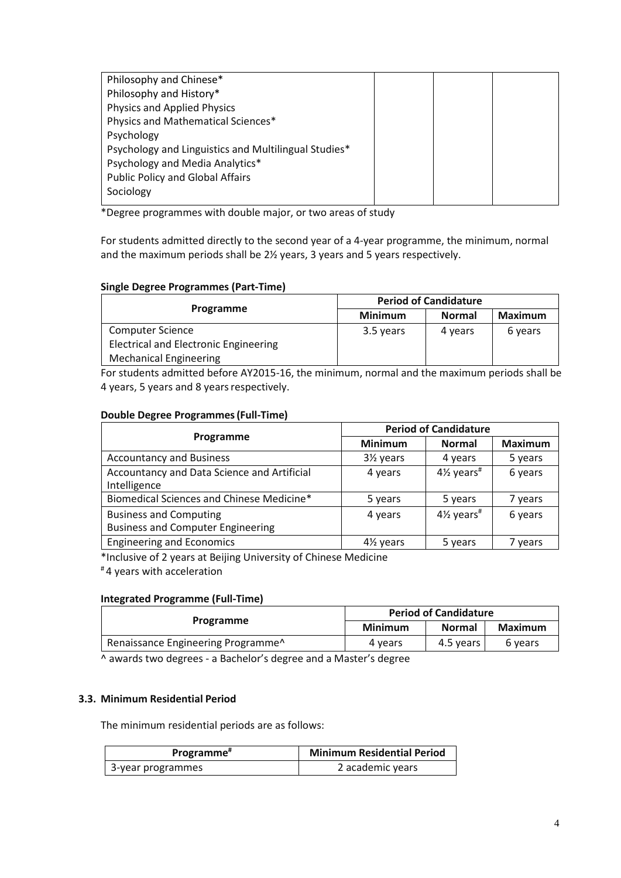| | | | |
|---|---|---|---|
| Philosophy and Chinese*<br>Philosophy and History*<br>Physics and Applied Physics<br>Physics and Mathematical Sciences*<br>Psychology<br>Psychology and Linguistics and Multilingual Studies*<br>Psychology and Media Analytics*<br>Public Policy and Global Affairs<br>Sociology | | | |

*Degree programmes with double major, or two areas of study

For students admitted directly to the second year of a 4-year programme, the minimum, normal and the maximum periods shall be 2½ years, 3 years and 5 years respectively.

**Single Degree Programmes (Part-Time)**

| Programme | Period of Candidature | | |
|---|---|---|---|
| | **Minimum** | **Normal** | **Maximum** |
| Computer Science<br>Electrical and Electronic Engineering<br>Mechanical Engineering | 3.5 years | 4 years | 6 years |

For students admitted before AY2015-16, the minimum, normal and the maximum periods shall be 4 years, 5 years and 8 years respectively.

**Double Degree Programmes (Full-Time)**

| Programme | Period of Candidature | | |
|---|---|---|---|
| | **Minimum** | **Normal** | **Maximum** |
| Accountancy and Business | 3½ years | 4 years | 5 years |
| Accountancy and Data Science and Artificial Intelligence | 4 years | 4½ years# | 6 years |
| Biomedical Sciences and Chinese Medicine* | 5 years | 5 years | 7 years |
| Business and Computing<br>Business and Computer Engineering | 4 years | 4½ years# | 6 years |
| Engineering and Economics | 4½ years | 5 years | 7 years |

*Inclusive of 2 years at Beijing University of Chinese Medicine

# 4 years with acceleration

**Integrated Programme (Full-Time)**

| Programme | Period of Candidature | | |
|---|---|---|---|
| | **Minimum** | **Normal** | **Maximum** |
| Renaissance Engineering Programme^ | 4 years | 4.5 years | 6 years |

^ awards two degrees - a Bachelor's degree and a Master's degree

### 3.3. Minimum Residential Period

The minimum residential periods are as follows:

| Programme# | Minimum Residential Period |
|---|---|
| 3-year programmes | 2 academic years |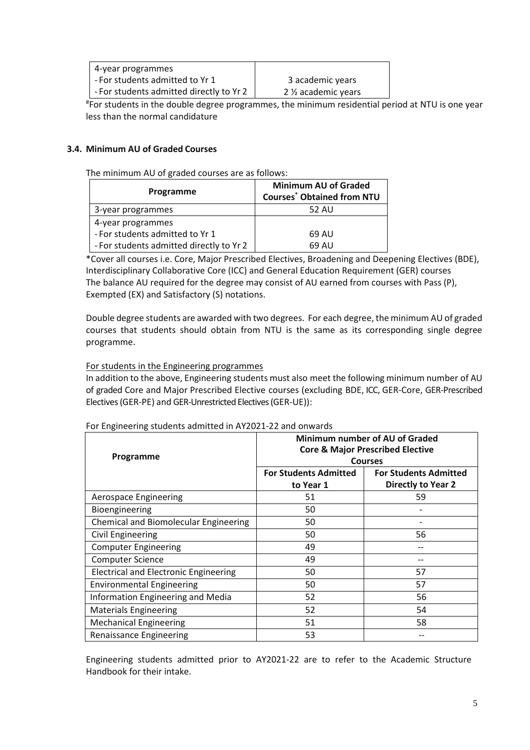| 4-year programmes | |
|---|---|
| - For students admitted to Yr 1 | 3 academic years |
| - For students admitted directly to Yr 2 | 2 ½ academic years |

#For students in the double degree programmes, the minimum residential period at NTU is one year less than the normal candidature

### 3.4. Minimum AU of Graded Courses

The minimum AU of graded courses are as follows:

| Programme | Minimum AU of Graded Courses* Obtained from NTU |
|---|---|
| 3-year programmes | 52 AU |
| 4-year programmes<br>- For students admitted to Yr 1<br>- For students admitted directly to Yr 2 | <br>69 AU<br>69 AU |

*Cover all courses i.e. Core, Major Prescribed Electives, Broadening and Deepening Electives (BDE), Interdisciplinary Collaborative Core (ICC) and General Education Requirement (GER) courses
The balance AU required for the degree may consist of AU earned from courses with Pass (P), Exempted (EX) and Satisfactory (S) notations.

Double degree students are awarded with two degrees. For each degree, the minimum AU of graded courses that students should obtain from NTU is the same as its corresponding single degree programme.

For students in the Engineering programmes

In addition to the above, Engineering students must also meet the following minimum number of AU of graded Core and Major Prescribed Elective courses (excluding BDE, ICC, GER-Core, GER-Prescribed Electives (GER-PE) and GER-Unrestricted Electives (GER-UE)):

For Engineering students admitted in AY2021-22 and onwards

| Programme | Minimum number of AU of Graded Core & Major Prescribed Elective Courses | |
|---|---|---|
| | For Students Admitted to Year 1 | For Students Admitted Directly to Year 2 |
| Aerospace Engineering | 51 | 59 |
| Bioengineering | 50 | - |
| Chemical and Biomolecular Engineering | 50 | - |
| Civil Engineering | 50 | 56 |
| Computer Engineering | 49 | -- |
| Computer Science | 49 | -- |
| Electrical and Electronic Engineering | 50 | 57 |
| Environmental Engineering | 50 | 57 |
| Information Engineering and Media | 52 | 56 |
| Materials Engineering | 52 | 54 |
| Mechanical Engineering | 51 | 58 |
| Renaissance Engineering | 53 | -- |

Engineering students admitted prior to AY2021-22 are to refer to the Academic Structure Handbook for their intake.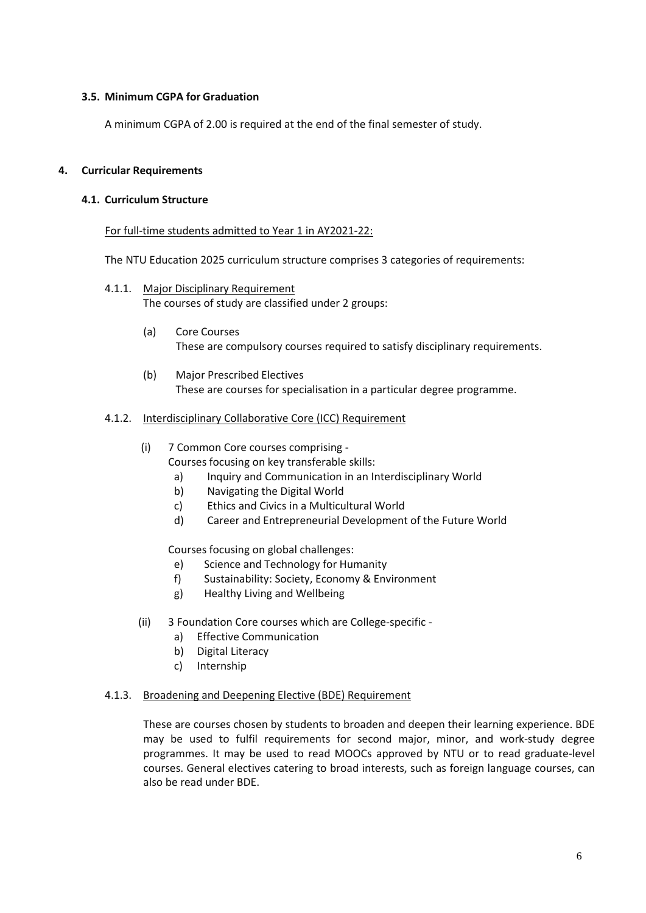### 3.5. Minimum CGPA for Graduation

A minimum CGPA of 2.00 is required at the end of the final semester of study.

## 4. Curricular Requirements

### 4.1. Curriculum Structure

For full-time students admitted to Year 1 in AY2021-22:

The NTU Education 2025 curriculum structure comprises 3 categories of requirements:

4.1.1. Major Disciplinary Requirement

The courses of study are classified under 2 groups:

(a) Core Courses
These are compulsory courses required to satisfy disciplinary requirements.

(b) Major Prescribed Electives
These are courses for specialisation in a particular degree programme.

4.1.2. Interdisciplinary Collaborative Core (ICC) Requirement

(i) 7 Common Core courses comprising -

Courses focusing on key transferable skills:

a) Inquiry and Communication in an Interdisciplinary World
b) Navigating the Digital World
c) Ethics and Civics in a Multicultural World
d) Career and Entrepreneurial Development of the Future World

Courses focusing on global challenges:

e) Science and Technology for Humanity
f) Sustainability: Society, Economy & Environment
g) Healthy Living and Wellbeing

(ii) 3 Foundation Core courses which are College-specific -

a) Effective Communication
b) Digital Literacy
c) Internship

4.1.3. Broadening and Deepening Elective (BDE) Requirement

These are courses chosen by students to broaden and deepen their learning experience. BDE may be used to fulfil requirements for second major, minor, and work-study degree programmes. It may be used to read MOOCs approved by NTU or to read graduate-level courses. General electives catering to broad interests, such as foreign language courses, can also be read under BDE.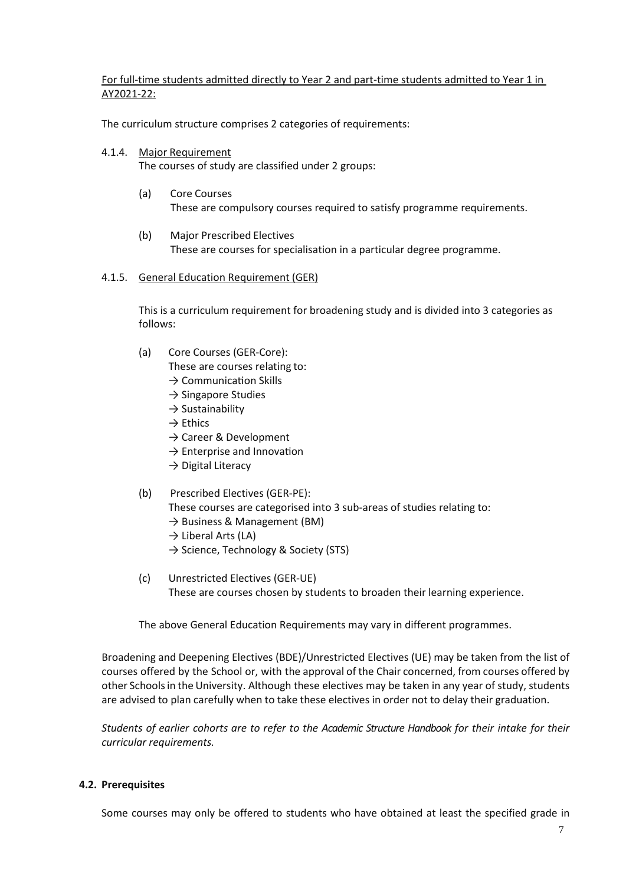For full-time students admitted directly to Year 2 and part-time students admitted to Year 1 in AY2021-22:

The curriculum structure comprises 2 categories of requirements:

4.1.4. Major Requirement

The courses of study are classified under 2 groups:

(a) Core Courses
These are compulsory courses required to satisfy programme requirements.

(b) Major Prescribed Electives
These are courses for specialisation in a particular degree programme.

4.1.5. General Education Requirement (GER)

This is a curriculum requirement for broadening study and is divided into 3 categories as follows:

(a) Core Courses (GER-Core):
These are courses relating to:
→ Communication Skills
→ Singapore Studies
→ Sustainability
→ Ethics
→ Career & Development
→ Enterprise and Innovation
→ Digital Literacy

(b) Prescribed Electives (GER-PE):
These courses are categorised into 3 sub-areas of studies relating to:
→ Business & Management (BM)
→ Liberal Arts (LA)
→ Science, Technology & Society (STS)

(c) Unrestricted Electives (GER-UE)
These are courses chosen by students to broaden their learning experience.

The above General Education Requirements may vary in different programmes.

Broadening and Deepening Electives (BDE)/Unrestricted Electives (UE) may be taken from the list of courses offered by the School or, with the approval of the Chair concerned, from courses offered by other Schools in the University. Although these electives may be taken in any year of study, students are advised to plan carefully when to take these electives in order not to delay their graduation.

*Students of earlier cohorts are to refer to the Academic Structure Handbook for their intake for their curricular requirements.*

### 4.2. Prerequisites

Some courses may only be offered to students who have obtained at least the specified grade in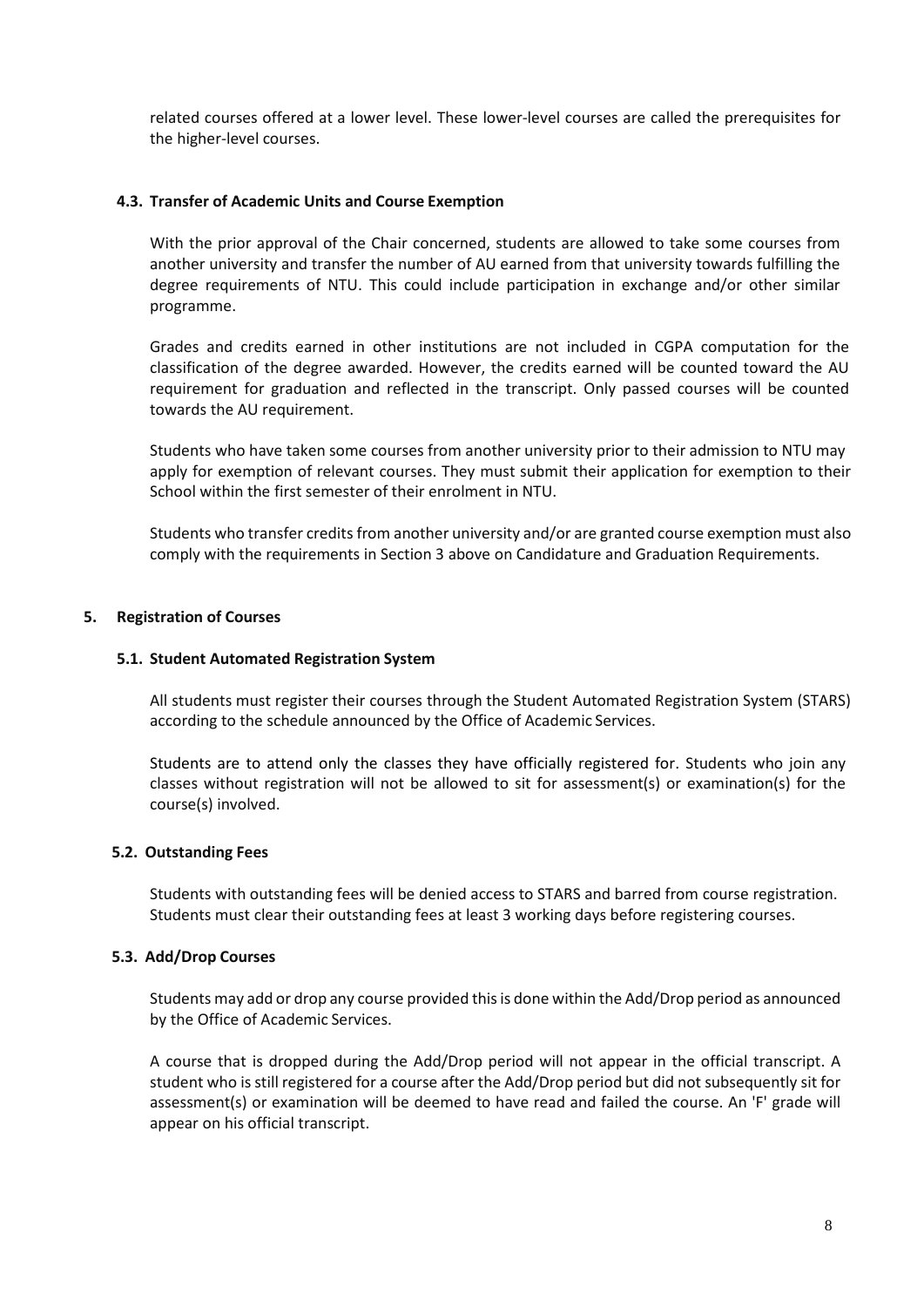related courses offered at a lower level. These lower-level courses are called the prerequisites for the higher-level courses.

### 4.3. Transfer of Academic Units and Course Exemption

With the prior approval of the Chair concerned, students are allowed to take some courses from another university and transfer the number of AU earned from that university towards fulfilling the degree requirements of NTU. This could include participation in exchange and/or other similar programme.

Grades and credits earned in other institutions are not included in CGPA computation for the classification of the degree awarded. However, the credits earned will be counted toward the AU requirement for graduation and reflected in the transcript. Only passed courses will be counted towards the AU requirement.

Students who have taken some courses from another university prior to their admission to NTU may apply for exemption of relevant courses. They must submit their application for exemption to their School within the first semester of their enrolment in NTU.

Students who transfer credits from another university and/or are granted course exemption must also comply with the requirements in Section 3 above on Candidature and Graduation Requirements.

## 5. Registration of Courses

### 5.1. Student Automated Registration System

All students must register their courses through the Student Automated Registration System (STARS) according to the schedule announced by the Office of Academic Services.

Students are to attend only the classes they have officially registered for. Students who join any classes without registration will not be allowed to sit for assessment(s) or examination(s) for the course(s) involved.

### 5.2. Outstanding Fees

Students with outstanding fees will be denied access to STARS and barred from course registration. Students must clear their outstanding fees at least 3 working days before registering courses.

### 5.3. Add/Drop Courses

Students may add or drop any course provided this is done within the Add/Drop period as announced by the Office of Academic Services.

A course that is dropped during the Add/Drop period will not appear in the official transcript. A student who is still registered for a course after the Add/Drop period but did not subsequently sit for assessment(s) or examination will be deemed to have read and failed the course. An 'F' grade will appear on his official transcript.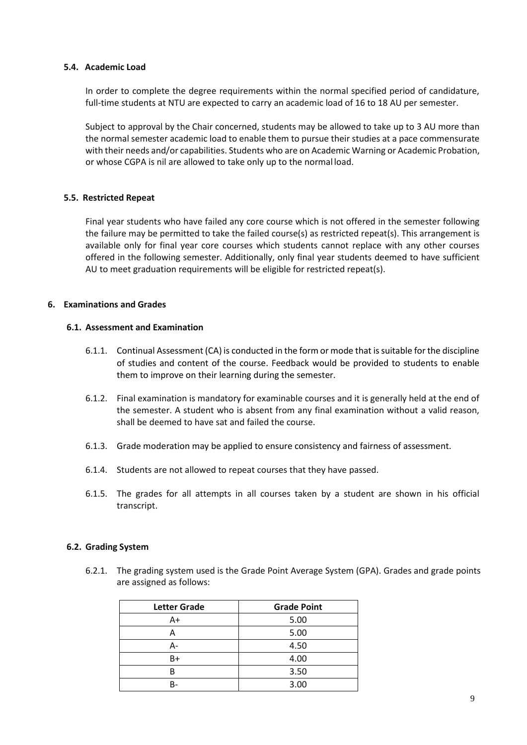### 5.4. Academic Load

In order to complete the degree requirements within the normal specified period of candidature, full-time students at NTU are expected to carry an academic load of 16 to 18 AU per semester.

Subject to approval by the Chair concerned, students may be allowed to take up to 3 AU more than the normal semester academic load to enable them to pursue their studies at a pace commensurate with their needs and/or capabilities. Students who are on Academic Warning or Academic Probation, or whose CGPA is nil are allowed to take only up to the normal load.

### 5.5. Restricted Repeat

Final year students who have failed any core course which is not offered in the semester following the failure may be permitted to take the failed course(s) as restricted repeat(s). This arrangement is available only for final year core courses which students cannot replace with any other courses offered in the following semester. Additionally, only final year students deemed to have sufficient AU to meet graduation requirements will be eligible for restricted repeat(s).

## 6. Examinations and Grades

### 6.1. Assessment and Examination

6.1.1. Continual Assessment (CA) is conducted in the form or mode that is suitable for the discipline of studies and content of the course. Feedback would be provided to students to enable them to improve on their learning during the semester.

6.1.2. Final examination is mandatory for examinable courses and it is generally held at the end of the semester. A student who is absent from any final examination without a valid reason, shall be deemed to have sat and failed the course.

6.1.3. Grade moderation may be applied to ensure consistency and fairness of assessment.

6.1.4. Students are not allowed to repeat courses that they have passed.

6.1.5. The grades for all attempts in all courses taken by a student are shown in his official transcript.

### 6.2. Grading System

6.2.1. The grading system used is the Grade Point Average System (GPA). Grades and grade points are assigned as follows:

| Letter Grade | Grade Point |
|---|---|
| A+ | 5.00 |
| A | 5.00 |
| A- | 4.50 |
| B+ | 4.00 |
| B | 3.50 |
| B- | 3.00 |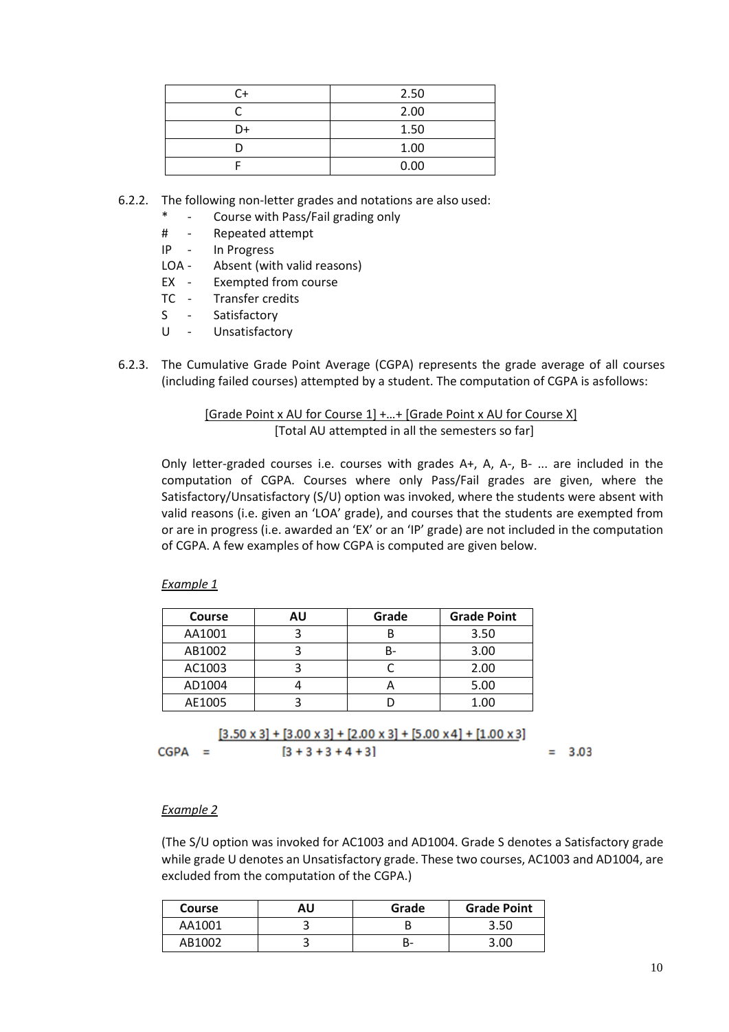| C+ | 2.50 |
| --- | --- |
| C | 2.00 |
| D+ | 1.50 |
| D | 1.00 |
| F | 0.00 |

6.2.2. The following non-letter grades and notations are also used:

- \* - Course with Pass/Fail grading only
- # - Repeated attempt
- IP - In Progress
- LOA - Absent (with valid reasons)
- EX - Exempted from course
- TC - Transfer credits
- S - Satisfactory
- U - Unsatisfactory

6.2.3. The Cumulative Grade Point Average (CGPA) represents the grade average of all courses (including failed courses) attempted by a student. The computation of CGPA is asfollows:

$$\frac{[\text{Grade Point x AU for Course 1}] + \ldots + [\text{Grade Point x AU for Course X}]}{[\text{Total AU attempted in all the semesters so far}]}$$

Only letter-graded courses i.e. courses with grades A+, A, A-, B- ... are included in the computation of CGPA. Courses where only Pass/Fail grades are given, where the Satisfactory/Unsatisfactory (S/U) option was invoked, where the students were absent with valid reasons (i.e. given an 'LOA' grade), and courses that the students are exempted from or are in progress (i.e. awarded an 'EX' or an 'IP' grade) are not included in the computation of CGPA. A few examples of how CGPA is computed are given below.

*Example 1*

| Course | AU | Grade | Grade Point |
| --- | --- | --- | --- |
| AA1001 | 3 | B | 3.50 |
| AB1002 | 3 | B- | 3.00 |
| AC1003 | 3 | C | 2.00 |
| AD1004 | 4 | A | 5.00 |
| AE1005 | 3 | D | 1.00 |

$$\text{CGPA} = \frac{[3.50 \times 3] + [3.00 \times 3] + [2.00 \times 3] + [5.00 \times 4] + [1.00 \times 3]}{[3 + 3 + 3 + 4 + 3]} = 3.03$$

*Example 2*

(The S/U option was invoked for AC1003 and AD1004. Grade S denotes a Satisfactory grade while grade U denotes an Unsatisfactory grade. These two courses, AC1003 and AD1004, are excluded from the computation of the CGPA.)

| Course | AU | Grade | Grade Point |
| --- | --- | --- | --- |
| AA1001 | 3 | B | 3.50 |
| AB1002 | 3 | B- | 3.00 |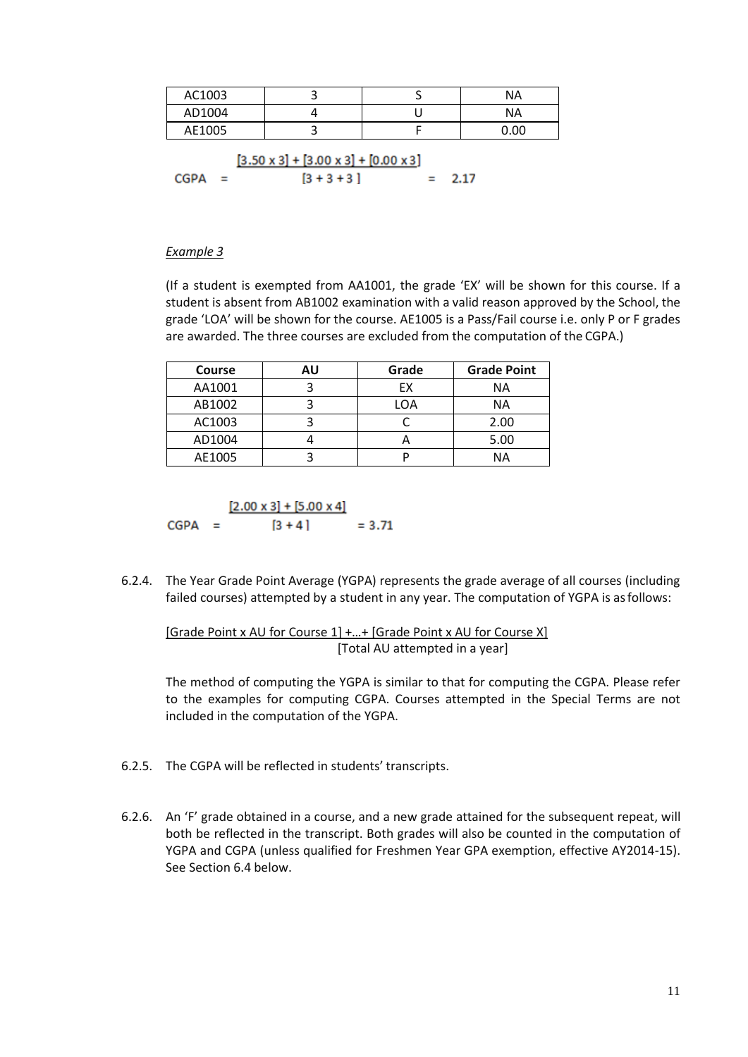| AC1003 | 3 | S | NA |
|---|---|---|---|
| AD1004 | 4 | U | NA |
| AE1005 | 3 | F | 0.00 |

$$\text{CGPA} = \frac{[3.50 \times 3] + [3.00 \times 3] + [0.00 \times 3]}{[3 + 3 + 3]} = 2.17$$

*Example 3*

(If a student is exempted from AA1001, the grade 'EX' will be shown for this course. If a student is absent from AB1002 examination with a valid reason approved by the School, the grade 'LOA' will be shown for the course. AE1005 is a Pass/Fail course i.e. only P or F grades are awarded. The three courses are excluded from the computation of the CGPA.)

| Course | AU | Grade | Grade Point |
|---|---|---|---|
| AA1001 | 3 | EX | NA |
| AB1002 | 3 | LOA | NA |
| AC1003 | 3 | C | 2.00 |
| AD1004 | 4 | A | 5.00 |
| AE1005 | 3 | P | NA |

$$\text{CGPA} = \frac{[2.00 \times 3] + [5.00 \times 4]}{[3 + 4]} = 3.71$$

6.2.4. The Year Grade Point Average (YGPA) represents the grade average of all courses (including failed courses) attempted by a student in any year. The computation of YGPA is as follows:

$$\frac{[\text{Grade Point} \times \text{AU for Course 1}] + \ldots + [\text{Grade Point} \times \text{AU for Course X}]}{[\text{Total AU attempted in a year}]}$$

The method of computing the YGPA is similar to that for computing the CGPA. Please refer to the examples for computing CGPA. Courses attempted in the Special Terms are not included in the computation of the YGPA.

6.2.5. The CGPA will be reflected in students' transcripts.

6.2.6. An 'F' grade obtained in a course, and a new grade attained for the subsequent repeat, will both be reflected in the transcript. Both grades will also be counted in the computation of YGPA and CGPA (unless qualified for Freshmen Year GPA exemption, effective AY2014-15). See Section 6.4 below.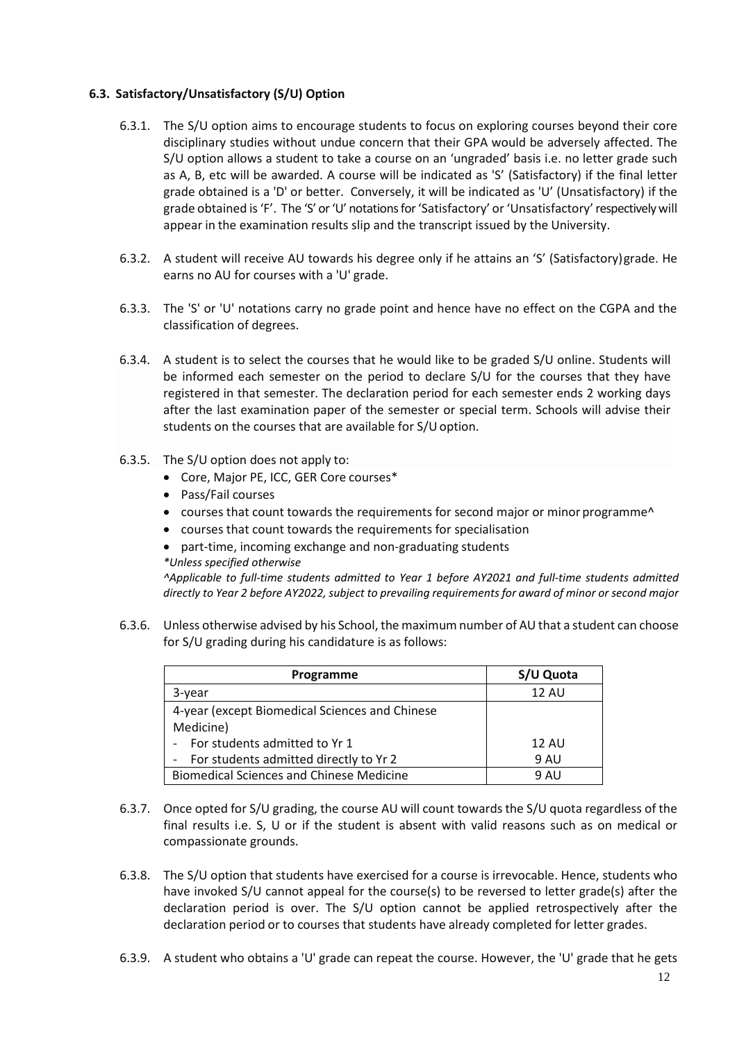### 6.3. Satisfactory/Unsatisfactory (S/U) Option

6.3.1. The S/U option aims to encourage students to focus on exploring courses beyond their core disciplinary studies without undue concern that their GPA would be adversely affected. The S/U option allows a student to take a course on an 'ungraded' basis i.e. no letter grade such as A, B, etc will be awarded. A course will be indicated as 'S' (Satisfactory) if the final letter grade obtained is a 'D' or better. Conversely, it will be indicated as 'U' (Unsatisfactory) if the grade obtained is 'F'. The 'S' or 'U' notations for 'Satisfactory' or 'Unsatisfactory' respectively will appear in the examination results slip and the transcript issued by the University.

6.3.2. A student will receive AU towards his degree only if he attains an 'S' (Satisfactory) grade. He earns no AU for courses with a 'U' grade.

6.3.3. The 'S' or 'U' notations carry no grade point and hence have no effect on the CGPA and the classification of degrees.

6.3.4. A student is to select the courses that he would like to be graded S/U online. Students will be informed each semester on the period to declare S/U for the courses that they have registered in that semester. The declaration period for each semester ends 2 working days after the last examination paper of the semester or special term. Schools will advise their students on the courses that are available for S/U option.

6.3.5. The S/U option does not apply to:

- Core, Major PE, ICC, GER Core courses*
- Pass/Fail courses
- courses that count towards the requirements for second major or minor programme^
- courses that count towards the requirements for specialisation
- part-time, incoming exchange and non-graduating students

*\*Unless specified otherwise*

*^Applicable to full-time students admitted to Year 1 before AY2021 and full-time students admitted directly to Year 2 before AY2022, subject to prevailing requirements for award of minor or second major*

6.3.6. Unless otherwise advised by his School, the maximum number of AU that a student can choose for S/U grading during his candidature is as follows:

| Programme | S/U Quota |
|---|---|
| 3-year | 12 AU |
| 4-year (except Biomedical Sciences and Chinese Medicine) | |
| - For students admitted to Yr 1 | 12 AU |
| - For students admitted directly to Yr 2 | 9 AU |
| Biomedical Sciences and Chinese Medicine | 9 AU |

6.3.7. Once opted for S/U grading, the course AU will count towards the S/U quota regardless of the final results i.e. S, U or if the student is absent with valid reasons such as on medical or compassionate grounds.

6.3.8. The S/U option that students have exercised for a course is irrevocable. Hence, students who have invoked S/U cannot appeal for the course(s) to be reversed to letter grade(s) after the declaration period is over. The S/U option cannot be applied retrospectively after the declaration period or to courses that students have already completed for letter grades.

6.3.9. A student who obtains a 'U' grade can repeat the course. However, the 'U' grade that he gets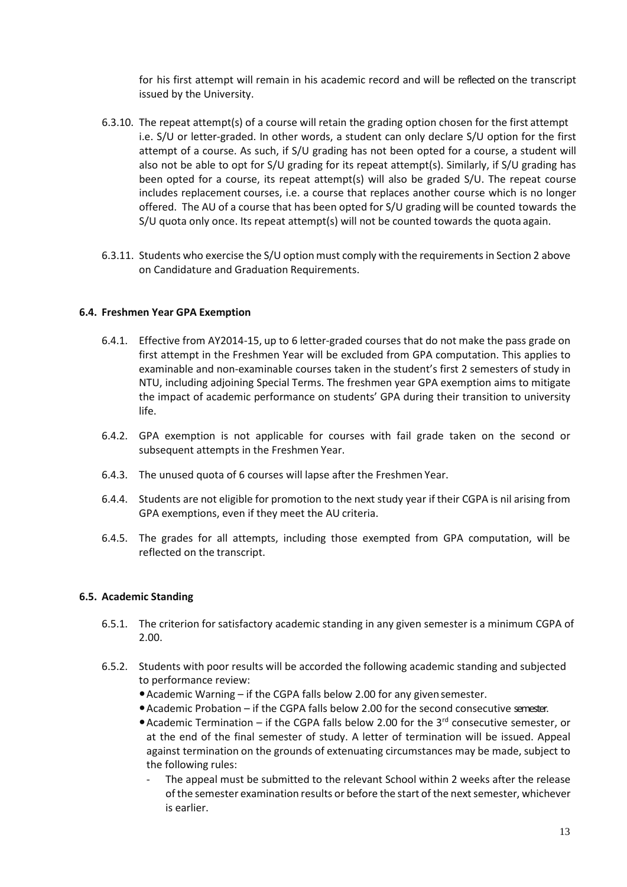for his first attempt will remain in his academic record and will be reflected on the transcript issued by the University.

6.3.10. The repeat attempt(s) of a course will retain the grading option chosen for the first attempt i.e. S/U or letter-graded. In other words, a student can only declare S/U option for the first attempt of a course. As such, if S/U grading has not been opted for a course, a student will also not be able to opt for S/U grading for its repeat attempt(s). Similarly, if S/U grading has been opted for a course, its repeat attempt(s) will also be graded S/U. The repeat course includes replacement courses, i.e. a course that replaces another course which is no longer offered. The AU of a course that has been opted for S/U grading will be counted towards the S/U quota only once. Its repeat attempt(s) will not be counted towards the quota again.

6.3.11. Students who exercise the S/U option must comply with the requirements in Section 2 above on Candidature and Graduation Requirements.

### 6.4. Freshmen Year GPA Exemption

6.4.1. Effective from AY2014-15, up to 6 letter-graded courses that do not make the pass grade on first attempt in the Freshmen Year will be excluded from GPA computation. This applies to examinable and non-examinable courses taken in the student's first 2 semesters of study in NTU, including adjoining Special Terms. The freshmen year GPA exemption aims to mitigate the impact of academic performance on students' GPA during their transition to university life.

6.4.2. GPA exemption is not applicable for courses with fail grade taken on the second or subsequent attempts in the Freshmen Year.

6.4.3. The unused quota of 6 courses will lapse after the Freshmen Year.

6.4.4. Students are not eligible for promotion to the next study year if their CGPA is nil arising from GPA exemptions, even if they meet the AU criteria.

6.4.5. The grades for all attempts, including those exempted from GPA computation, will be reflected on the transcript.

### 6.5. Academic Standing

6.5.1. The criterion for satisfactory academic standing in any given semester is a minimum CGPA of 2.00.

6.5.2. Students with poor results will be accorded the following academic standing and subjected to performance review:

- Academic Warning – if the CGPA falls below 2.00 for any given semester.
- Academic Probation – if the CGPA falls below 2.00 for the second consecutive semester.
- Academic Termination – if the CGPA falls below 2.00 for the 3rd consecutive semester, or at the end of the final semester of study. A letter of termination will be issued. Appeal against termination on the grounds of extenuating circumstances may be made, subject to the following rules:
  - The appeal must be submitted to the relevant School within 2 weeks after the release of the semester examination results or before the start of the next semester, whichever is earlier.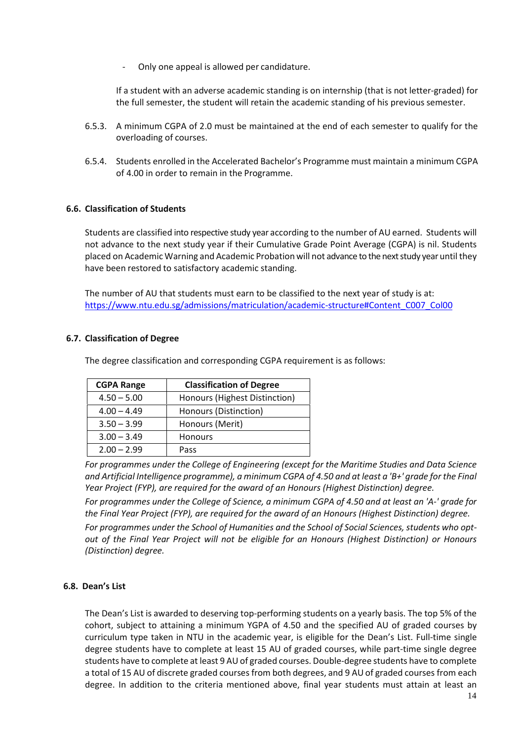- Only one appeal is allowed per candidature.

If a student with an adverse academic standing is on internship (that is not letter-graded) for the full semester, the student will retain the academic standing of his previous semester.

6.5.3. A minimum CGPA of 2.0 must be maintained at the end of each semester to qualify for the overloading of courses.

6.5.4. Students enrolled in the Accelerated Bachelor's Programme must maintain a minimum CGPA of 4.00 in order to remain in the Programme.

### 6.6. Classification of Students

Students are classified into respective study year according to the number of AU earned. Students will not advance to the next study year if their Cumulative Grade Point Average (CGPA) is nil. Students placed on Academic Warning and Academic Probation will not advance to the next study year until they have been restored to satisfactory academic standing.

The number of AU that students must earn to be classified to the next year of study is at: https://www.ntu.edu.sg/admissions/matriculation/academic-structure#Content_C007_Col00

### 6.7. Classification of Degree

The degree classification and corresponding CGPA requirement is as follows:

| CGPA Range | Classification of Degree |
|---|---|
| 4.50 – 5.00 | Honours (Highest Distinction) |
| 4.00 – 4.49 | Honours (Distinction) |
| 3.50 – 3.99 | Honours (Merit) |
| 3.00 – 3.49 | Honours |
| 2.00 – 2.99 | Pass |

*For programmes under the College of Engineering (except for the Maritime Studies and Data Science and Artificial Intelligence programme), a minimum CGPA of 4.50 and at least a 'B+' grade for the Final Year Project (FYP), are required for the award of an Honours (Highest Distinction) degree.*

*For programmes under the College of Science, a minimum CGPA of 4.50 and at least an 'A-' grade for the Final Year Project (FYP), are required for the award of an Honours (Highest Distinction) degree.*

*For programmes under the School of Humanities and the School of Social Sciences, students who opt-out of the Final Year Project will not be eligible for an Honours (Highest Distinction) or Honours (Distinction) degree.*

### 6.8. Dean's List

The Dean's List is awarded to deserving top-performing students on a yearly basis. The top 5% of the cohort, subject to attaining a minimum YGPA of 4.50 and the specified AU of graded courses by curriculum type taken in NTU in the academic year, is eligible for the Dean's List. Full-time single degree students have to complete at least 15 AU of graded courses, while part-time single degree students have to complete at least 9 AU of graded courses. Double-degree students have to complete a total of 15 AU of discrete graded courses from both degrees, and 9 AU of graded courses from each degree. In addition to the criteria mentioned above, final year students must attain at least an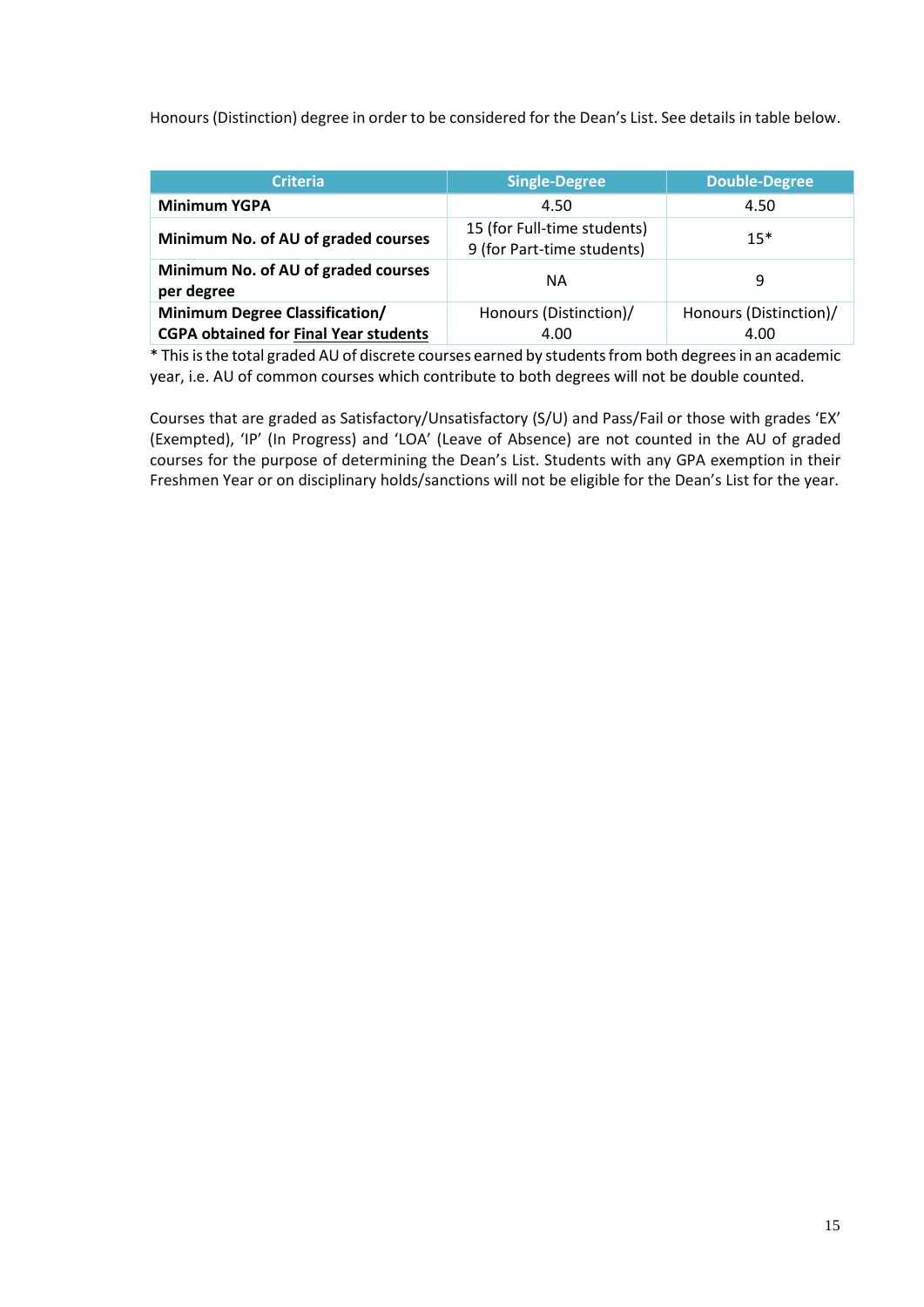Honours (Distinction) degree in order to be considered for the Dean's List. See details in table below.

| Criteria | Single-Degree | Double-Degree |
|---|---|---|
| **Minimum YGPA** | 4.50 | 4.50 |
| **Minimum No. of AU of graded courses** | 15 (for Full-time students)<br>9 (for Part-time students) | 15* |
| **Minimum No. of AU of graded courses per degree** | NA | 9 |
| **Minimum Degree Classification/ CGPA obtained for <u>Final Year students</u>** | Honours (Distinction)/<br>4.00 | Honours (Distinction)/<br>4.00 |

* This is the total graded AU of discrete courses earned by students from both degrees in an academic year, i.e. AU of common courses which contribute to both degrees will not be double counted.

Courses that are graded as Satisfactory/Unsatisfactory (S/U) and Pass/Fail or those with grades 'EX' (Exempted), 'IP' (In Progress) and 'LOA' (Leave of Absence) are not counted in the AU of graded courses for the purpose of determining the Dean's List. Students with any GPA exemption in their Freshmen Year or on disciplinary holds/sanctions will not be eligible for the Dean's List for the year.